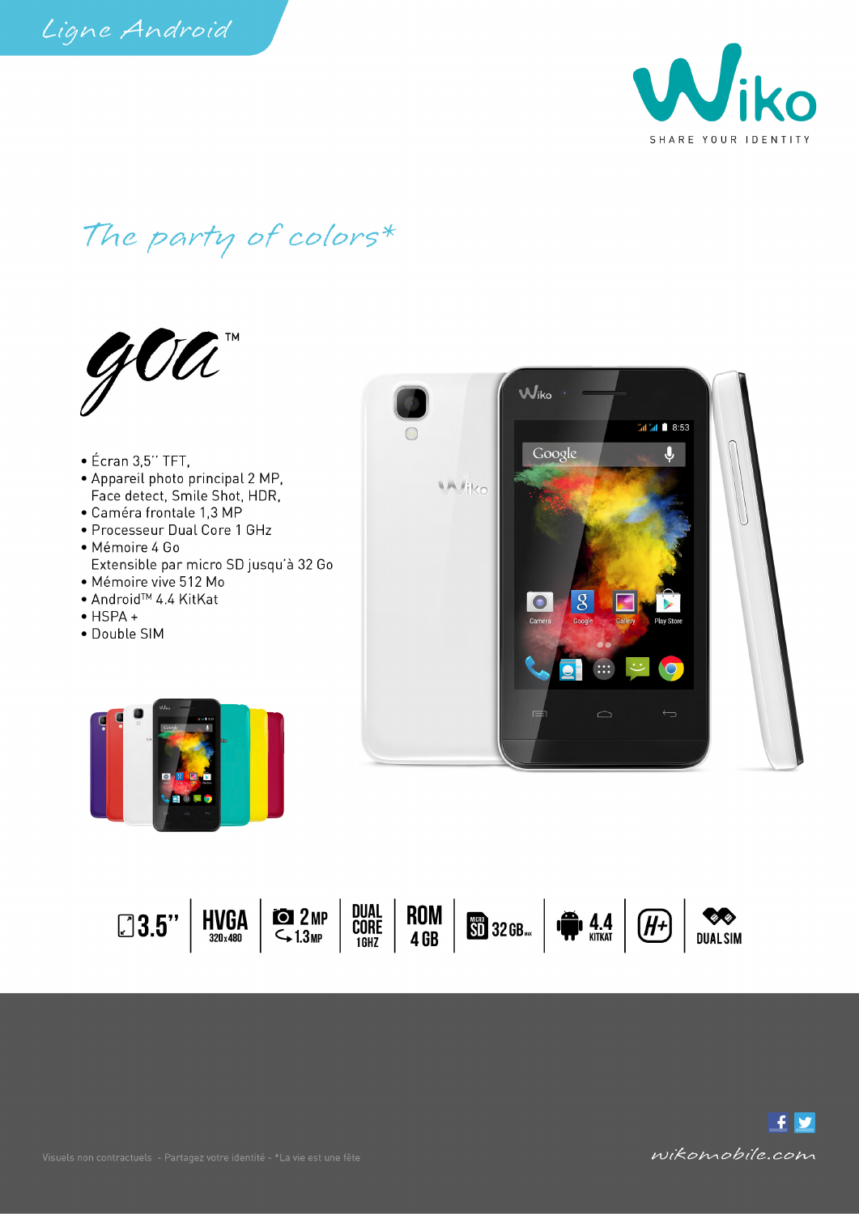Ligne Android

Wiko

SHARE YOUR IDENTITY

*The party of colors**

# goa™

- Écran 3,5'' TFT,
- Appareil photo principal 2 MP, Face detect, Smile Shot, HDR,
- Caméra frontale 1,3 MP
- Processeur Dual Core 1 GHz
- Mémoire 4 Go Extensible par micro SD jusqu'à 32 Go
- Mémoire vive 512 Mo
- Android™ 4.4 KitKat
- HSPA +
- Double SIM

3.5'' | HVGA 320x480 | 2 MP 1.3 MP | DUAL CORE 1GHZ | ROM 4 GB | MICRO SD 32 GB MAX | 4.4 KITKAT | H+ | DUAL SIM

Visuels non contractuels - Partagez votre identité - *La vie est une fête

wikomobile.com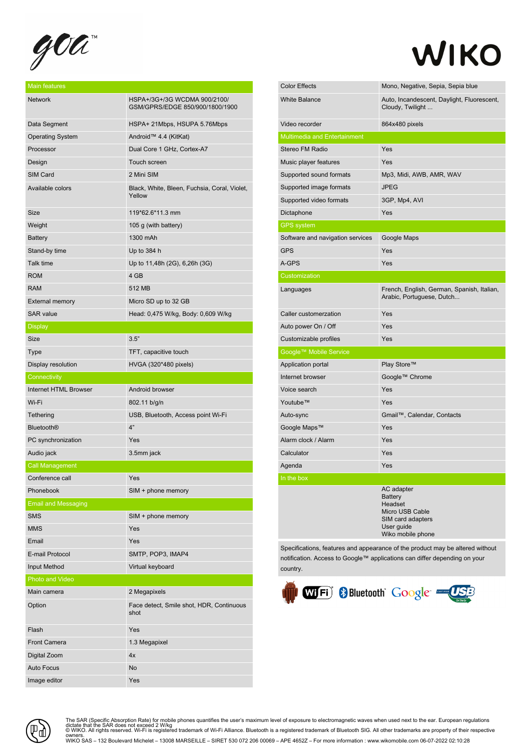# goa™

# WIKO

| | |
|---|---|
| **Main features** | |
| Network | HSPA+/3G+/3G WCDMA 900/2100/ GSM/GPRS/EDGE 850/900/1800/1900 |
| Data Segment | HSPA+ 21Mbps, HSUPA 5.76Mbps |
| Operating System | Android™ 4.4 (KitKat) |
| Processor | Dual Core 1 GHz, Cortex-A7 |
| Design | Touch screen |
| SIM Card | 2 Mini SIM |
| Available colors | Black, White, Bleen, Fuchsia, Coral, Violet, Yellow |
| Size | 119*62.6*11.3 mm |
| Weight | 105 g (with battery) |
| Battery | 1300 mAh |
| Stand-by time | Up to 384 h |
| Talk time | Up to 11,48h (2G), 6,26h (3G) |
| ROM | 4 GB |
| RAM | 512 MB |
| External memory | Micro SD up to 32 GB |
| SAR value | Head: 0,475 W/kg, Body: 0,609 W/kg |
| **Display** | |
| Size | 3.5" |
| Type | TFT, capacitive touch |
| Display resolution | HVGA (320*480 pixels) |
| **Connectivity** | |
| Internet HTML Browser | Android browser |
| Wi-Fi | 802.11 b/g/n |
| Tethering | USB, Bluetooth, Access point Wi-Fi |
| Bluetooth® | 4" |
| PC synchronization | Yes |
| Audio jack | 3.5mm jack |
| **Call Management** | |
| Conference call | Yes |
| Phonebook | SIM + phone memory |
| **Email and Messaging** | |
| SMS | SIM + phone memory |
| MMS | Yes |
| Email | Yes |
| E-mail Protocol | SMTP, POP3, IMAP4 |
| Input Method | Virtual keyboard |
| **Photo and Video** | |
| Main camera | 2 Megapixels |
| Option | Face detect, Smile shot, HDR, Continuous shot |
| Flash | Yes |
| Front Camera | 1.3 Megapixel |
| Digital Zoom | 4x |
| Auto Focus | No |
| Image editor | Yes |
| Color Effects | Mono, Negative, Sepia, Sepia blue |
| White Balance | Auto, Incandescent, Daylight, Fluorescent, Cloudy, Twilight ... |
| Video recorder | 864x480 pixels |
| **Multimedia and Entertainment** | |
| Stereo FM Radio | Yes |
| Music player features | Yes |
| Supported sound formats | Mp3, Midi, AWB, AMR, WAV |
| Supported image formats | JPEG |
| Supported video formats | 3GP, Mp4, AVI |
| Dictaphone | Yes |
| **GPS system** | |
| Software and navigation services | Google Maps |
| GPS | Yes |
| A-GPS | Yes |
| **Customization** | |
| Languages | French, English, German, Spanish, Italian, Arabic, Portuguese, Dutch... |
| Caller customerzation | Yes |
| Auto power On / Off | Yes |
| Customizable profiles | Yes |
| **Google™ Mobile Service** | |
| Application portal | Play Store™ |
| Internet browser | Google™ Chrome |
| Voice search | Yes |
| Youtube™ | Yes |
| Auto-sync | Gmail™, Calendar, Contacts |
| Google Maps™ | Yes |
| Alarm clock / Alarm | Yes |
| Calculator | Yes |
| Agenda | Yes |
| **In the box** | |
| | AC adapter<br>Battery<br>Headset<br>Micro USB Cable<br>SIM card adapters<br>User guide<br>Wiko mobile phone |

Specifications, features and appearance of the product may be altered without notification. Access to Google™ applications can differ depending on your country.

The SAR (Specific Absorption Rate) for mobile phones quantifies the user's maximum level of exposure to electromagnetic waves when used next to the ear. European regulations dictate that the SAR does not exceed 2 W/kg
© WIKO. All rights reserved. Wi-Fi is registered trademark of Wi-Fi Alliance. Bluetooth is a registered trademark of Bluetooth SIG. All other trademarks are property of their respective owners.
WIKO SAS – 132 Boulevard Michelet – 13008 MARSEILLE – SIRET 530 072 206 00069 – APE 4652Z – For more information : www.wikomobile.com 06-07-2022 02:10:28